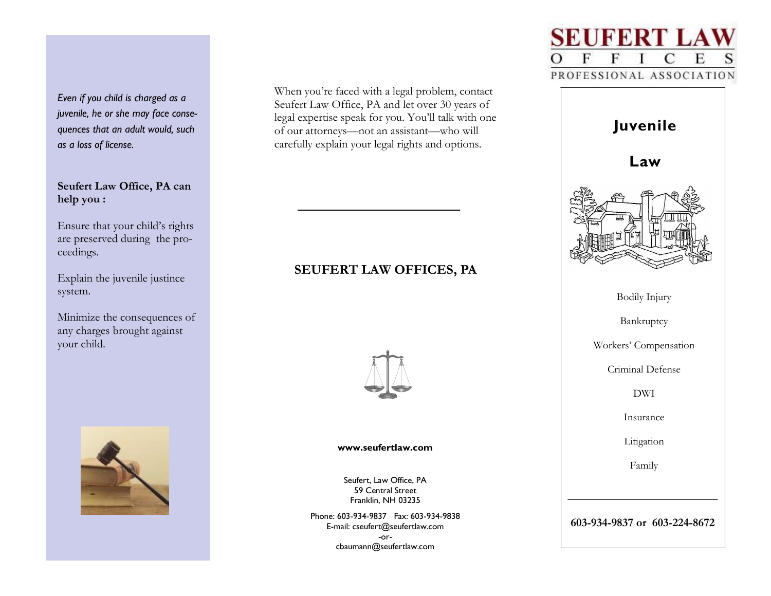*Even if you child is charged as a juvenile, he or she may face consequences that an adult would, such as a loss of license.*

**Seufert Law Office, PA can help you :**

Ensure that your child's rights are preserved during the proceedings.

Explain the juvenile justince system.

Minimize the consequences of any charges brought against your child.

When you're faced with a legal problem, contact Seufert Law Office, PA and let over 30 years of legal expertise speak for you. You'll talk with one of our attorneys—not an assistant—who will carefully explain your legal rights and options.

---

## SEUFERT LAW OFFICES, PA

**www.seufertlaw.com**

Seufert, Law Office, PA
59 Central Street
Franklin, NH 03235

Phone: 603-934-9837 Fax: 603-934-9838
E-mail: cseufert@seufertlaw.com
-or-
cbaumann@seufertlaw.com

# SEUFERT LAW OFFICES

PROFESSIONAL ASSOCIATION

# Juvenile Law

Bodily Injury

Bankruptcy

Workers' Compensation

Criminal Defense

DWI

Insurance

Litigation

Family

---

**603-934-9837 or 603-224-8672**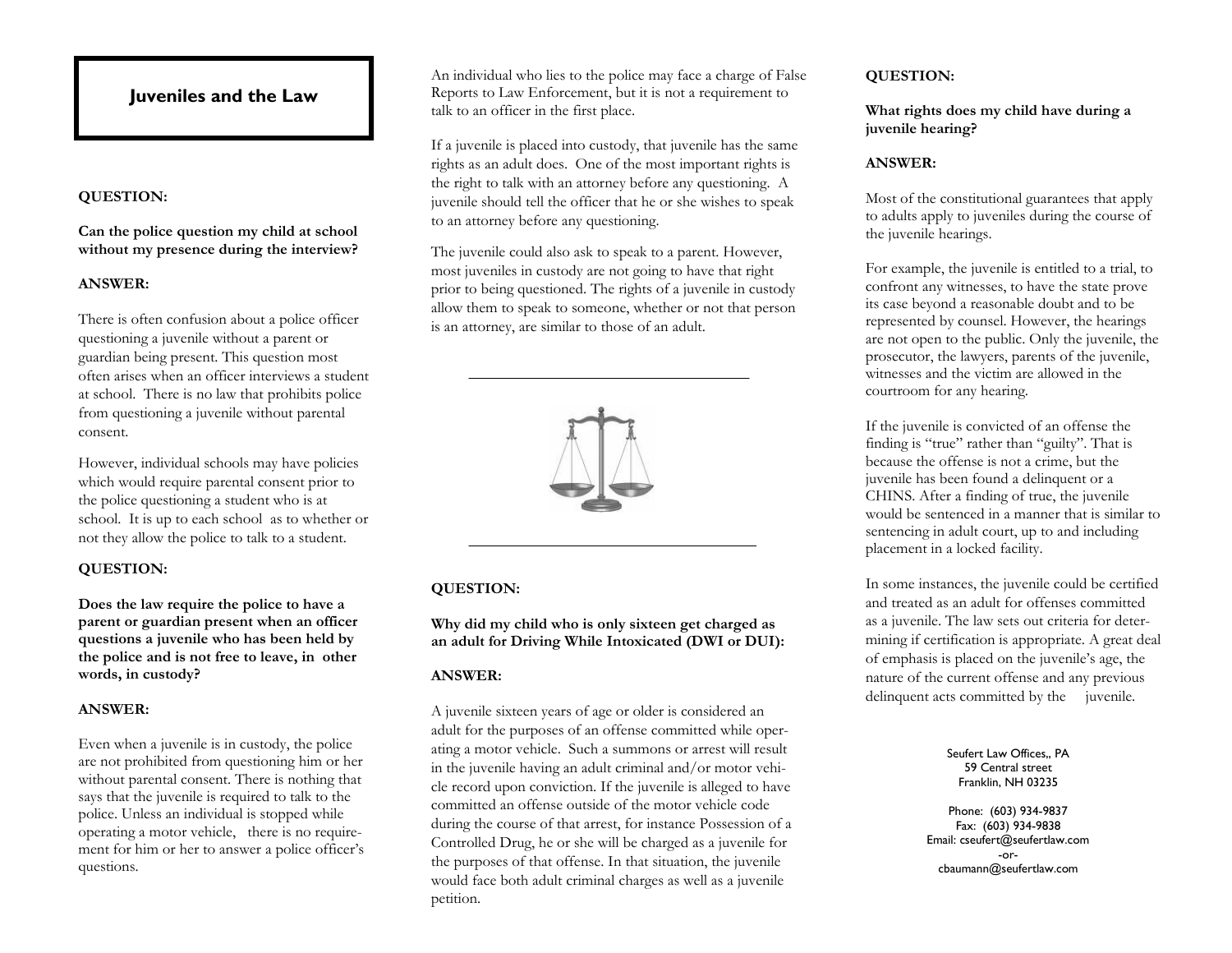# Juveniles and the Law

**QUESTION:**

**Can the police question my child at school without my presence during the interview?**

**ANSWER:**

There is often confusion about a police officer questioning a juvenile without a parent or guardian being present. This question most often arises when an officer interviews a student at school. There is no law that prohibits police from questioning a juvenile without parental consent.

However, individual schools may have policies which would require parental consent prior to the police questioning a student who is at school. It is up to each school as to whether or not they allow the police to talk to a student.

**QUESTION:**

**Does the law require the police to have a parent or guardian present when an officer questions a juvenile who has been held by the police and is not free to leave, in other words, in custody?**

**ANSWER:**

Even when a juvenile is in custody, the police are not prohibited from questioning him or her without parental consent. There is nothing that says that the juvenile is required to talk to the police. Unless an individual is stopped while operating a motor vehicle, there is no requirement for him or her to answer a police officer's questions.

An individual who lies to the police may face a charge of False Reports to Law Enforcement, but it is not a requirement to talk to an officer in the first place.

If a juvenile is placed into custody, that juvenile has the same rights as an adult does. One of the most important rights is the right to talk with an attorney before any questioning. A juvenile should tell the officer that he or she wishes to speak to an attorney before any questioning.

The juvenile could also ask to speak to a parent. However, most juveniles in custody are not going to have that right prior to being questioned. The rights of a juvenile in custody allow them to speak to someone, whether or not that person is an attorney, are similar to those of an adult.

**QUESTION:**

**Why did my child who is only sixteen get charged as an adult for Driving While Intoxicated (DWI or DUI):**

**ANSWER:**

A juvenile sixteen years of age or older is considered an adult for the purposes of an offense committed while operating a motor vehicle. Such a summons or arrest will result in the juvenile having an adult criminal and/or motor vehicle record upon conviction. If the juvenile is alleged to have committed an offense outside of the motor vehicle code during the course of that arrest, for instance Possession of a Controlled Drug, he or she will be charged as a juvenile for the purposes of that offense. In that situation, the juvenile would face both adult criminal charges as well as a juvenile petition.

**QUESTION:**

**What rights does my child have during a juvenile hearing?**

**ANSWER:**

Most of the constitutional guarantees that apply to adults apply to juveniles during the course of the juvenile hearings.

For example, the juvenile is entitled to a trial, to confront any witnesses, to have the state prove its case beyond a reasonable doubt and to be represented by counsel. However, the hearings are not open to the public. Only the juvenile, the prosecutor, the lawyers, parents of the juvenile, witnesses and the victim are allowed in the courtroom for any hearing.

If the juvenile is convicted of an offense the finding is "true" rather than "guilty". That is because the offense is not a crime, but the juvenile has been found a delinquent or a CHINS. After a finding of true, the juvenile would be sentenced in a manner that is similar to sentencing in adult court, up to and including placement in a locked facility.

In some instances, the juvenile could be certified and treated as an adult for offenses committed as a juvenile. The law sets out criteria for determining if certification is appropriate. A great deal of emphasis is placed on the juvenile's age, the nature of the current offense and any previous delinquent acts committed by the juvenile.

Seufert Law Offices,, PA
59 Central street
Franklin, NH 03235

Phone: (603) 934-9837
Fax: (603) 934-9838
Email: cseufert@seufertlaw.com
-or-
cbaumann@seufertlaw.com